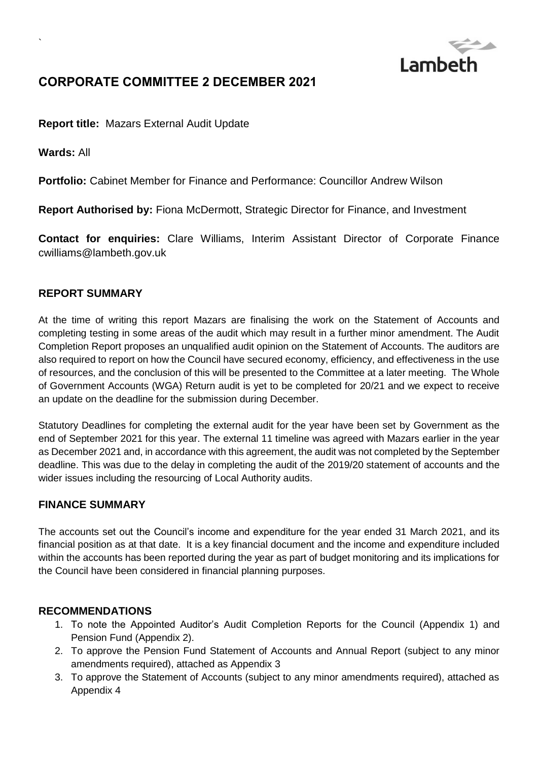`

# CORPORATE COMMITTEE 2 DECEMBER 2021

**Report title:** Mazars External Audit Update

**Wards:** All

**Portfolio:** Cabinet Member for Finance and Performance: Councillor Andrew Wilson

**Report Authorised by:** Fiona McDermott, Strategic Director for Finance, and Investment

**Contact for enquiries:** Clare Williams, Interim Assistant Director of Corporate Finance cwilliams@lambeth.gov.uk

## REPORT SUMMARY

At the time of writing this report Mazars are finalising the work on the Statement of Accounts and completing testing in some areas of the audit which may result in a further minor amendment. The Audit Completion Report proposes an unqualified audit opinion on the Statement of Accounts. The auditors are also required to report on how the Council have secured economy, efficiency, and effectiveness in the use of resources, and the conclusion of this will be presented to the Committee at a later meeting. The Whole of Government Accounts (WGA) Return audit is yet to be completed for 20/21 and we expect to receive an update on the deadline for the submission during December.

Statutory Deadlines for completing the external audit for the year have been set by Government as the end of September 2021 for this year. The external 11 timeline was agreed with Mazars earlier in the year as December 2021 and, in accordance with this agreement, the audit was not completed by the September deadline. This was due to the delay in completing the audit of the 2019/20 statement of accounts and the wider issues including the resourcing of Local Authority audits.

## FINANCE SUMMARY

The accounts set out the Council's income and expenditure for the year ended 31 March 2021, and its financial position as at that date. It is a key financial document and the income and expenditure included within the accounts has been reported during the year as part of budget monitoring and its implications for the Council have been considered in financial planning purposes.

## RECOMMENDATIONS

1. To note the Appointed Auditor's Audit Completion Reports for the Council (Appendix 1) and Pension Fund (Appendix 2).
2. To approve the Pension Fund Statement of Accounts and Annual Report (subject to any minor amendments required), attached as Appendix 3
3. To approve the Statement of Accounts (subject to any minor amendments required), attached as Appendix 4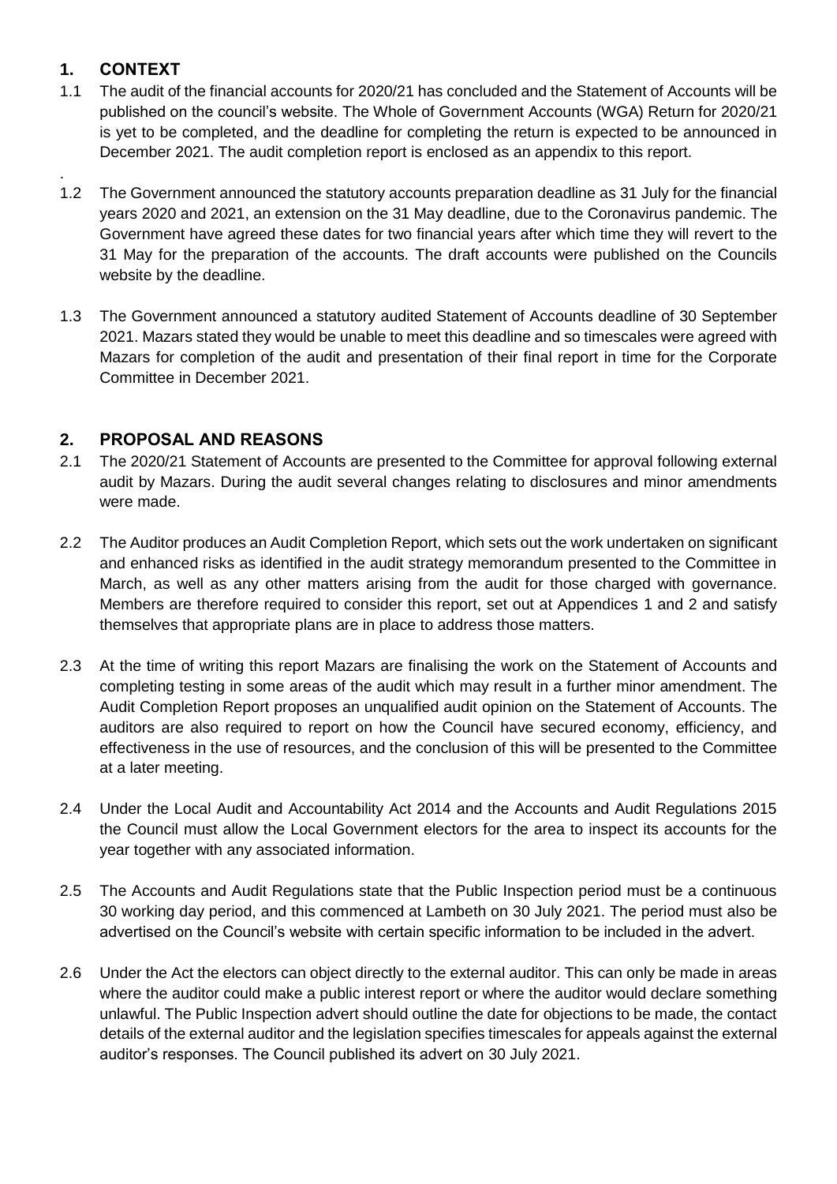## 1. CONTEXT

1.1 The audit of the financial accounts for 2020/21 has concluded and the Statement of Accounts will be published on the council's website. The Whole of Government Accounts (WGA) Return for 2020/21 is yet to be completed, and the deadline for completing the return is expected to be announced in December 2021. The audit completion report is enclosed as an appendix to this report.

.

1.2 The Government announced the statutory accounts preparation deadline as 31 July for the financial years 2020 and 2021, an extension on the 31 May deadline, due to the Coronavirus pandemic. The Government have agreed these dates for two financial years after which time they will revert to the 31 May for the preparation of the accounts. The draft accounts were published on the Councils website by the deadline.

1.3 The Government announced a statutory audited Statement of Accounts deadline of 30 September 2021. Mazars stated they would be unable to meet this deadline and so timescales were agreed with Mazars for completion of the audit and presentation of their final report in time for the Corporate Committee in December 2021.

## 2. PROPOSAL AND REASONS

2.1 The 2020/21 Statement of Accounts are presented to the Committee for approval following external audit by Mazars. During the audit several changes relating to disclosures and minor amendments were made.

2.2 The Auditor produces an Audit Completion Report, which sets out the work undertaken on significant and enhanced risks as identified in the audit strategy memorandum presented to the Committee in March, as well as any other matters arising from the audit for those charged with governance. Members are therefore required to consider this report, set out at Appendices 1 and 2 and satisfy themselves that appropriate plans are in place to address those matters.

2.3 At the time of writing this report Mazars are finalising the work on the Statement of Accounts and completing testing in some areas of the audit which may result in a further minor amendment. The Audit Completion Report proposes an unqualified audit opinion on the Statement of Accounts. The auditors are also required to report on how the Council have secured economy, efficiency, and effectiveness in the use of resources, and the conclusion of this will be presented to the Committee at a later meeting.

2.4 Under the Local Audit and Accountability Act 2014 and the Accounts and Audit Regulations 2015 the Council must allow the Local Government electors for the area to inspect its accounts for the year together with any associated information.

2.5 The Accounts and Audit Regulations state that the Public Inspection period must be a continuous 30 working day period, and this commenced at Lambeth on 30 July 2021. The period must also be advertised on the Council's website with certain specific information to be included in the advert.

2.6 Under the Act the electors can object directly to the external auditor. This can only be made in areas where the auditor could make a public interest report or where the auditor would declare something unlawful. The Public Inspection advert should outline the date for objections to be made, the contact details of the external auditor and the legislation specifies timescales for appeals against the external auditor's responses. The Council published its advert on 30 July 2021.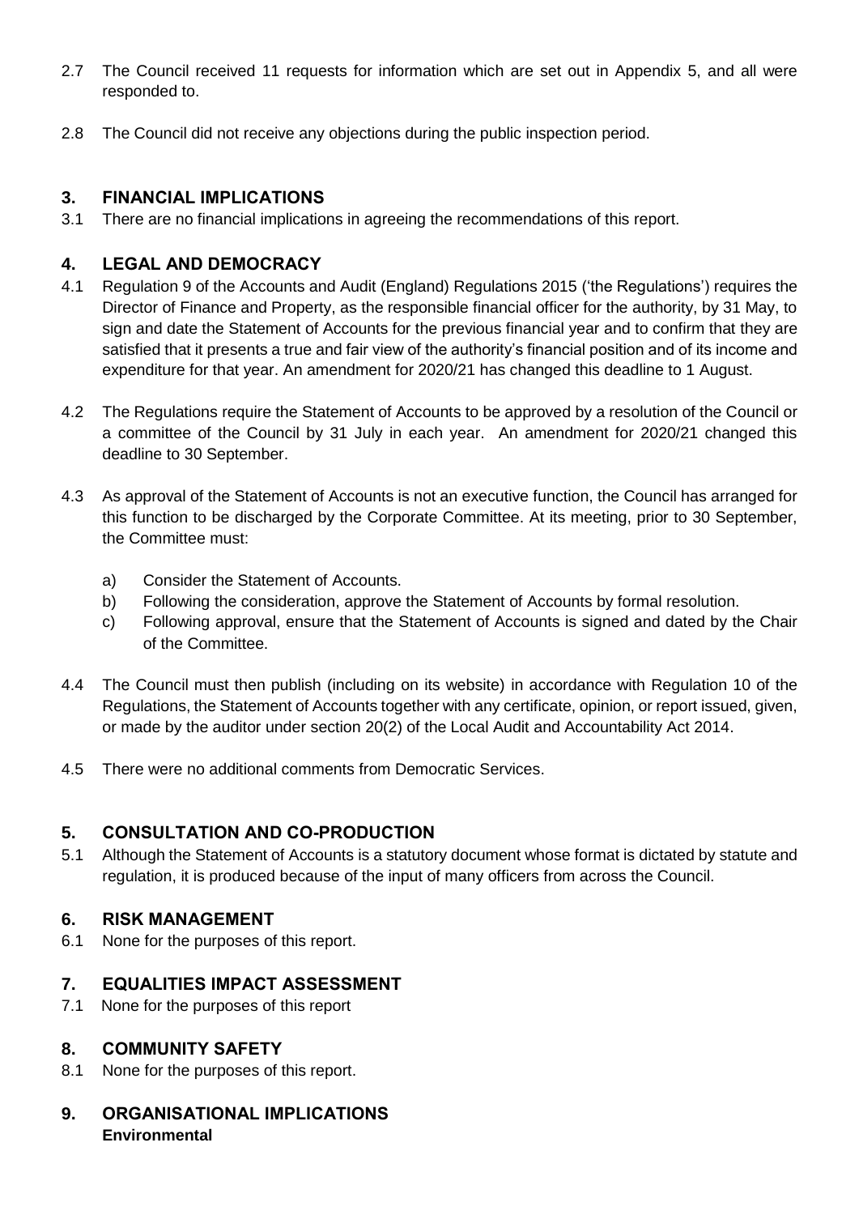2.7 The Council received 11 requests for information which are set out in Appendix 5, and all were responded to.

2.8 The Council did not receive any objections during the public inspection period.

## 3. FINANCIAL IMPLICATIONS

3.1 There are no financial implications in agreeing the recommendations of this report.

## 4. LEGAL AND DEMOCRACY

4.1 Regulation 9 of the Accounts and Audit (England) Regulations 2015 ('the Regulations') requires the Director of Finance and Property, as the responsible financial officer for the authority, by 31 May, to sign and date the Statement of Accounts for the previous financial year and to confirm that they are satisfied that it presents a true and fair view of the authority's financial position and of its income and expenditure for that year. An amendment for 2020/21 has changed this deadline to 1 August.

4.2 The Regulations require the Statement of Accounts to be approved by a resolution of the Council or a committee of the Council by 31 July in each year. An amendment for 2020/21 changed this deadline to 30 September.

4.3 As approval of the Statement of Accounts is not an executive function, the Council has arranged for this function to be discharged by the Corporate Committee. At its meeting, prior to 30 September, the Committee must:

a) Consider the Statement of Accounts.
b) Following the consideration, approve the Statement of Accounts by formal resolution.
c) Following approval, ensure that the Statement of Accounts is signed and dated by the Chair of the Committee.

4.4 The Council must then publish (including on its website) in accordance with Regulation 10 of the Regulations, the Statement of Accounts together with any certificate, opinion, or report issued, given, or made by the auditor under section 20(2) of the Local Audit and Accountability Act 2014.

4.5 There were no additional comments from Democratic Services.

## 5. CONSULTATION AND CO-PRODUCTION

5.1 Although the Statement of Accounts is a statutory document whose format is dictated by statute and regulation, it is produced because of the input of many officers from across the Council.

## 6. RISK MANAGEMENT

6.1 None for the purposes of this report.

## 7. EQUALITIES IMPACT ASSESSMENT

7.1 None for the purposes of this report

## 8. COMMUNITY SAFETY

8.1 None for the purposes of this report.

## 9. ORGANISATIONAL IMPLICATIONS

**Environmental**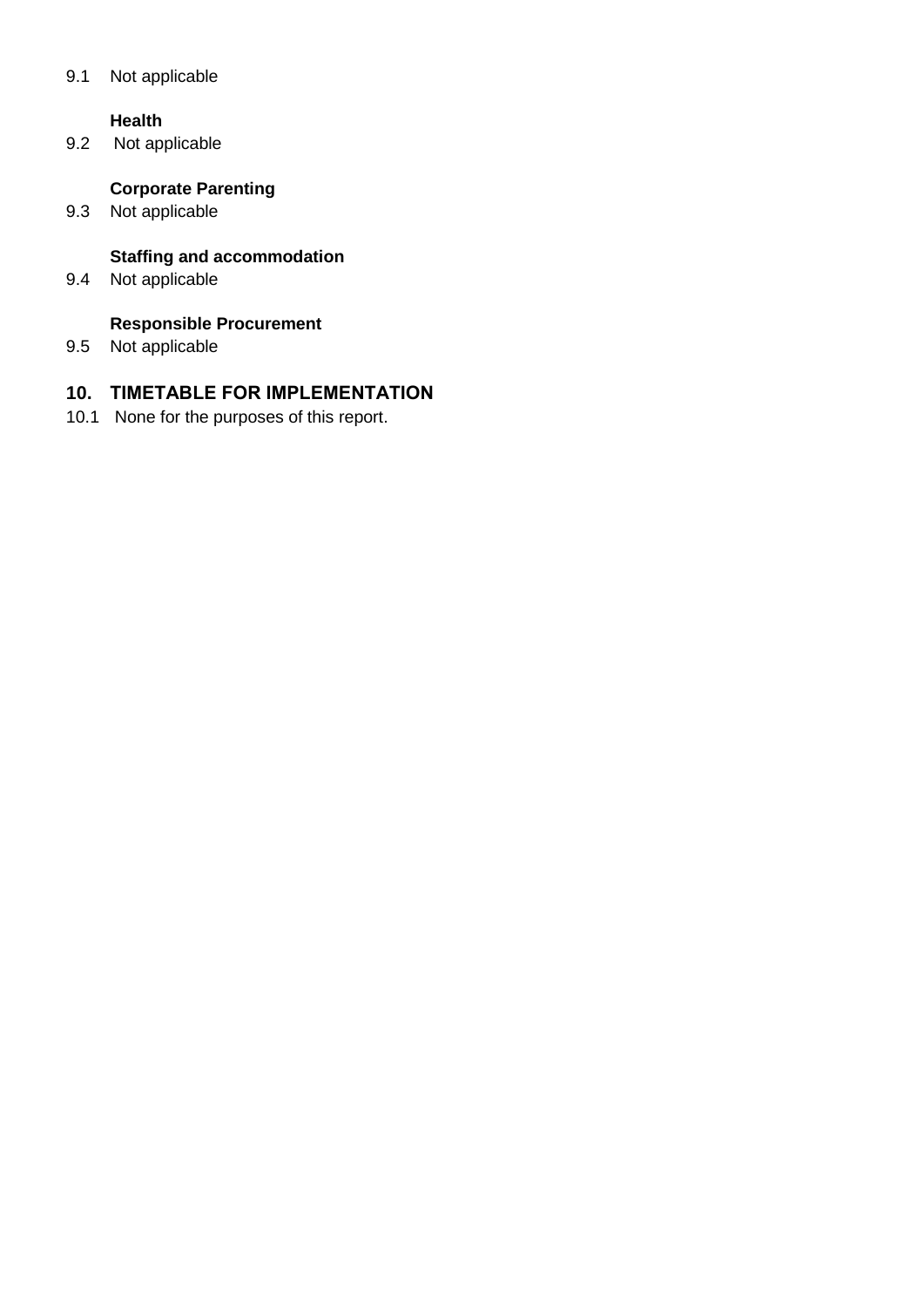9.1 Not applicable

**Health**

9.2 Not applicable

**Corporate Parenting**

9.3 Not applicable

**Staffing and accommodation**

9.4 Not applicable

**Responsible Procurement**

9.5 Not applicable

## 10. TIMETABLE FOR IMPLEMENTATION

10.1 None for the purposes of this report.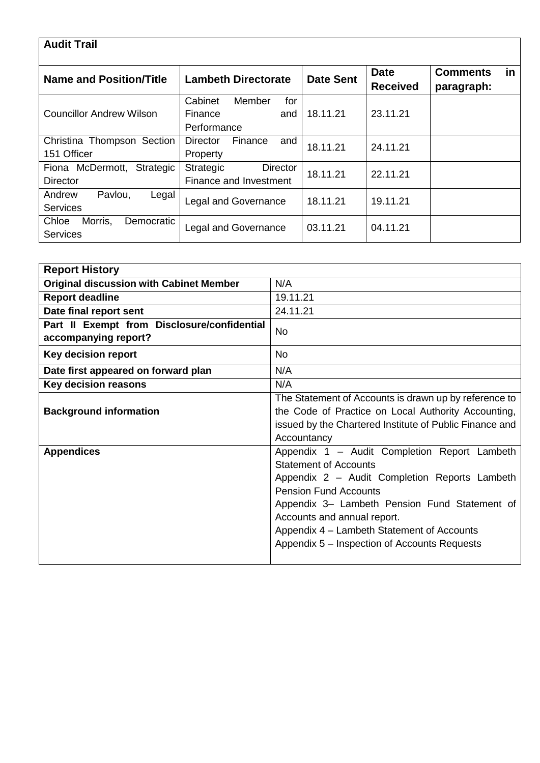**Audit Trail**

| Name and Position/Title | Lambeth Directorate | Date Sent | Date Received | Comments in paragraph: |
|---|---|---|---|---|
| Councillor Andrew Wilson | Cabinet Member for Finance and Performance | 18.11.21 | 23.11.21 | |
| Christina Thompson Section 151 Officer | Director Finance and Property | 18.11.21 | 24.11.21 | |
| Fiona McDermott, Strategic Director | Strategic Director Finance and Investment | 18.11.21 | 22.11.21 | |
| Andrew Pavlou, Legal Services | Legal and Governance | 18.11.21 | 19.11.21 | |
| Chloe Morris, Democratic Services | Legal and Governance | 03.11.21 | 04.11.21 | |

| **Report History** | |
|---|---|
| **Original discussion with Cabinet Member** | N/A |
| **Report deadline** | 19.11.21 |
| **Date final report sent** | 24.11.21 |
| **Part II Exempt from Disclosure/confidential accompanying report?** | No |
| **Key decision report** | No |
| **Date first appeared on forward plan** | N/A |
| **Key decision reasons** | N/A |
| **Background information** | The Statement of Accounts is drawn up by reference to the Code of Practice on Local Authority Accounting, issued by the Chartered Institute of Public Finance and Accountancy |
| **Appendices** | Appendix 1 – Audit Completion Report Lambeth Statement of Accounts<br>Appendix 2 – Audit Completion Reports Lambeth Pension Fund Accounts<br>Appendix 3– Lambeth Pension Fund Statement of Accounts and annual report.<br>Appendix 4 – Lambeth Statement of Accounts<br>Appendix 5 – Inspection of Accounts Requests |